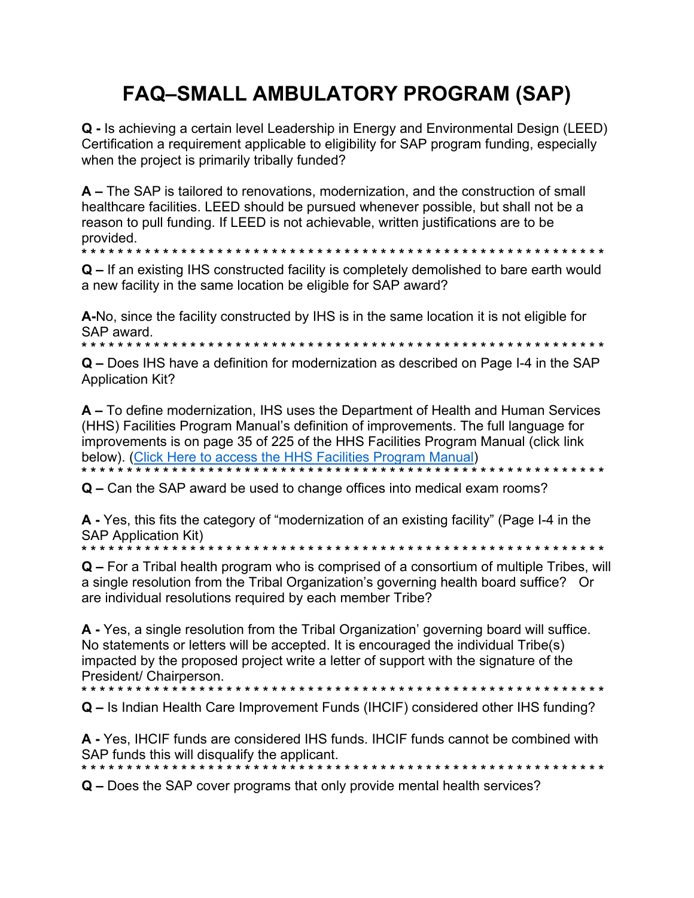# FAQ–SMALL AMBULATORY PROGRAM (SAP)

**Q -** Is achieving a certain level Leadership in Energy and Environmental Design (LEED) Certification a requirement applicable to eligibility for SAP program funding, especially when the project is primarily tribally funded?

**A –** The SAP is tailored to renovations, modernization, and the construction of small healthcare facilities. LEED should be pursued whenever possible, but shall not be a reason to pull funding. If LEED is not achievable, written justifications are to be provided.

* * * * * * * * * * * * * * * * * * * * * * * * * * * * * * * * * * * * * * * * * * * * * * * * * * * * * * * * * * * *

**Q –** If an existing IHS constructed facility is completely demolished to bare earth would a new facility in the same location be eligible for SAP award?

**A-**No, since the facility constructed by IHS is in the same location it is not eligible for SAP award.

* * * * * * * * * * * * * * * * * * * * * * * * * * * * * * * * * * * * * * * * * * * * * * * * * * * * * * * * * * * *

**Q –** Does IHS have a definition for modernization as described on Page I-4 in the SAP Application Kit?

**A –** To define modernization, IHS uses the Department of Health and Human Services (HHS) Facilities Program Manual's definition of improvements. The full language for improvements is on page 35 of 225 of the HHS Facilities Program Manual (click link below). (Click Here to access the HHS Facilities Program Manual)

* * * * * * * * * * * * * * * * * * * * * * * * * * * * * * * * * * * * * * * * * * * * * * * * * * * * * * * * * * * *

**Q –** Can the SAP award be used to change offices into medical exam rooms?

**A -** Yes, this fits the category of "modernization of an existing facility" (Page I-4 in the SAP Application Kit)

* * * * * * * * * * * * * * * * * * * * * * * * * * * * * * * * * * * * * * * * * * * * * * * * * * * * * * * * * * * *

**Q –** For a Tribal health program who is comprised of a consortium of multiple Tribes, will a single resolution from the Tribal Organization's governing health board suffice? Or are individual resolutions required by each member Tribe?

**A -** Yes, a single resolution from the Tribal Organization' governing board will suffice. No statements or letters will be accepted. It is encouraged the individual Tribe(s) impacted by the proposed project write a letter of support with the signature of the President/ Chairperson.

* * * * * * * * * * * * * * * * * * * * * * * * * * * * * * * * * * * * * * * * * * * * * * * * * * * * * * * * * * * *

**Q –** Is Indian Health Care Improvement Funds (IHCIF) considered other IHS funding?

**A -** Yes, IHCIF funds are considered IHS funds. IHCIF funds cannot be combined with SAP funds this will disqualify the applicant.

* * * * * * * * * * * * * * * * * * * * * * * * * * * * * * * * * * * * * * * * * * * * * * * * * * * * * * * * * * * *

**Q –** Does the SAP cover programs that only provide mental health services?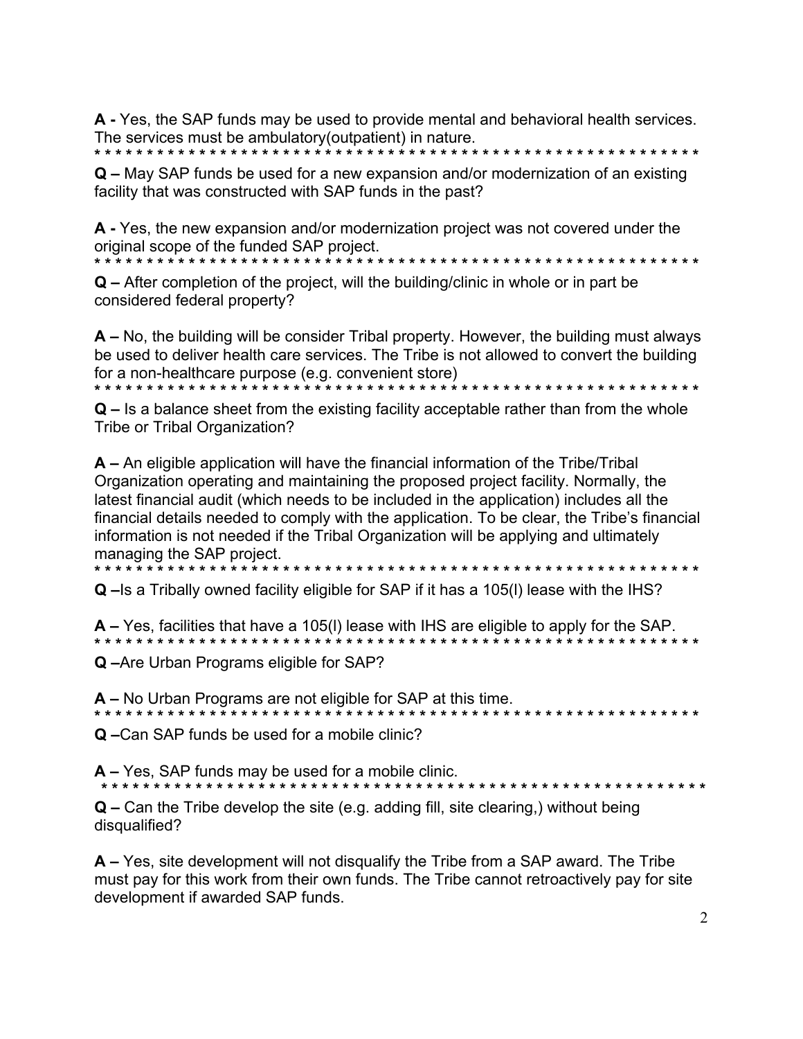**A -** Yes, the SAP funds may be used to provide mental and behavioral health services. The services must be ambulatory(outpatient) in nature.

* * * * * * * * * * * * * * * * * * * * * * * * * * * * * * * * * * * * * * * * * * * * * * * * * * * * * * * * * * * * * *

**Q –** May SAP funds be used for a new expansion and/or modernization of an existing facility that was constructed with SAP funds in the past?

**A -** Yes, the new expansion and/or modernization project was not covered under the original scope of the funded SAP project.

* * * * * * * * * * * * * * * * * * * * * * * * * * * * * * * * * * * * * * * * * * * * * * * * * * * * * * * * * * * * * *

**Q –** After completion of the project, will the building/clinic in whole or in part be considered federal property?

**A –** No, the building will be consider Tribal property. However, the building must always be used to deliver health care services. The Tribe is not allowed to convert the building for a non-healthcare purpose (e.g. convenient store)

* * * * * * * * * * * * * * * * * * * * * * * * * * * * * * * * * * * * * * * * * * * * * * * * * * * * * * * * * * * * * *

**Q –** Is a balance sheet from the existing facility acceptable rather than from the whole Tribe or Tribal Organization?

**A –** An eligible application will have the financial information of the Tribe/Tribal Organization operating and maintaining the proposed project facility. Normally, the latest financial audit (which needs to be included in the application) includes all the financial details needed to comply with the application. To be clear, the Tribe's financial information is not needed if the Tribal Organization will be applying and ultimately managing the SAP project.

* * * * * * * * * * * * * * * * * * * * * * * * * * * * * * * * * * * * * * * * * * * * * * * * * * * * * * * * * * * * * *

**Q –**Is a Tribally owned facility eligible for SAP if it has a 105(l) lease with the IHS?

**A –** Yes, facilities that have a 105(l) lease with IHS are eligible to apply for the SAP.

* * * * * * * * * * * * * * * * * * * * * * * * * * * * * * * * * * * * * * * * * * * * * * * * * * * * * * * * * * * * * *

**Q –**Are Urban Programs eligible for SAP?

**A –** No Urban Programs are not eligible for SAP at this time.

* * * * * * * * * * * * * * * * * * * * * * * * * * * * * * * * * * * * * * * * * * * * * * * * * * * * * * * * * * * * * *

**Q –**Can SAP funds be used for a mobile clinic?

**A –** Yes, SAP funds may be used for a mobile clinic.

* * * * * * * * * * * * * * * * * * * * * * * * * * * * * * * * * * * * * * * * * * * * * * * * * * * * * * * * * * * * * *

**Q –** Can the Tribe develop the site (e.g. adding fill, site clearing,) without being disqualified?

**A –** Yes, site development will not disqualify the Tribe from a SAP award. The Tribe must pay for this work from their own funds. The Tribe cannot retroactively pay for site development if awarded SAP funds.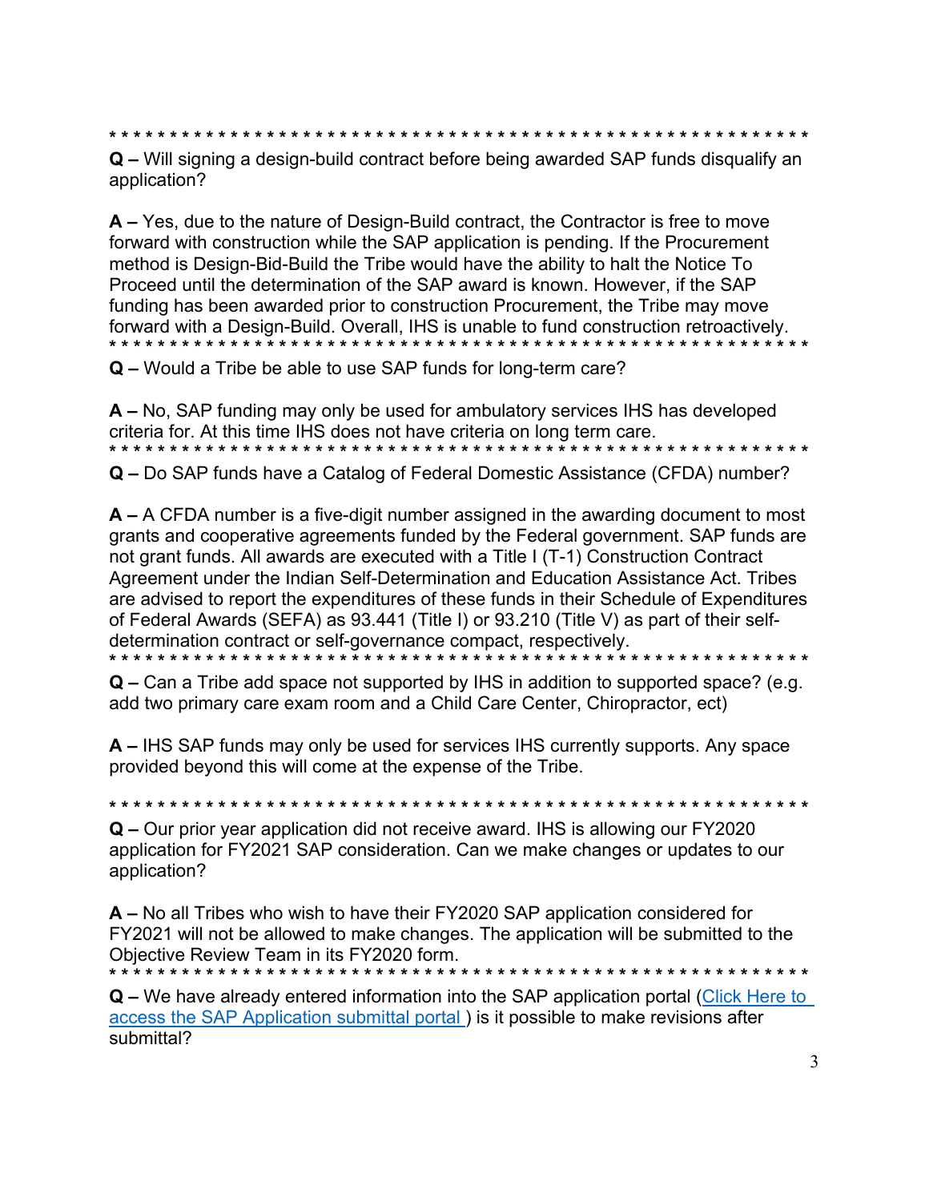\* \* \* \* \* \* \* \* \* \* \* \* \* \* \* \* \* \* \* \* \* \* \* \* \* \* \* \* \* \* \* \* \* \* \* \* \* \* \* \* \* \* \* \* \* \* \* \* \* \* \* \* \* \* \* \* \* \* \* \*

**Q –** Will signing a design-build contract before being awarded SAP funds disqualify an application?

**A –** Yes, due to the nature of Design-Build contract, the Contractor is free to move forward with construction while the SAP application is pending. If the Procurement method is Design-Bid-Build the Tribe would have the ability to halt the Notice To Proceed until the determination of the SAP award is known. However, if the SAP funding has been awarded prior to construction Procurement, the Tribe may move forward with a Design-Build. Overall, IHS is unable to fund construction retroactively.

\* \* \* \* \* \* \* \* \* \* \* \* \* \* \* \* \* \* \* \* \* \* \* \* \* \* \* \* \* \* \* \* \* \* \* \* \* \* \* \* \* \* \* \* \* \* \* \* \* \* \* \* \* \* \* \* \* \* \* \*

**Q –** Would a Tribe be able to use SAP funds for long-term care?

**A –** No, SAP funding may only be used for ambulatory services IHS has developed criteria for. At this time IHS does not have criteria on long term care.

\* \* \* \* \* \* \* \* \* \* \* \* \* \* \* \* \* \* \* \* \* \* \* \* \* \* \* \* \* \* \* \* \* \* \* \* \* \* \* \* \* \* \* \* \* \* \* \* \* \* \* \* \* \* \* \* \* \* \* \*

**Q –** Do SAP funds have a Catalog of Federal Domestic Assistance (CFDA) number?

**A –** A CFDA number is a five-digit number assigned in the awarding document to most grants and cooperative agreements funded by the Federal government. SAP funds are not grant funds. All awards are executed with a Title I (T-1) Construction Contract Agreement under the Indian Self-Determination and Education Assistance Act. Tribes are advised to report the expenditures of these funds in their Schedule of Expenditures of Federal Awards (SEFA) as 93.441 (Title I) or 93.210 (Title V) as part of their self-determination contract or self-governance compact, respectively.

\* \* \* \* \* \* \* \* \* \* \* \* \* \* \* \* \* \* \* \* \* \* \* \* \* \* \* \* \* \* \* \* \* \* \* \* \* \* \* \* \* \* \* \* \* \* \* \* \* \* \* \* \* \* \* \* \* \* \* \*

**Q –** Can a Tribe add space not supported by IHS in addition to supported space? (e.g. add two primary care exam room and a Child Care Center, Chiropractor, ect)

**A –** IHS SAP funds may only be used for services IHS currently supports. Any space provided beyond this will come at the expense of the Tribe.

\* \* \* \* \* \* \* \* \* \* \* \* \* \* \* \* \* \* \* \* \* \* \* \* \* \* \* \* \* \* \* \* \* \* \* \* \* \* \* \* \* \* \* \* \* \* \* \* \* \* \* \* \* \* \* \* \* \* \* \*

**Q –** Our prior year application did not receive award. IHS is allowing our FY2020 application for FY2021 SAP consideration. Can we make changes or updates to our application?

**A –** No all Tribes who wish to have their FY2020 SAP application considered for FY2021 will not be allowed to make changes. The application will be submitted to the Objective Review Team in its FY2020 form.

\* \* \* \* \* \* \* \* \* \* \* \* \* \* \* \* \* \* \* \* \* \* \* \* \* \* \* \* \* \* \* \* \* \* \* \* \* \* \* \* \* \* \* \* \* \* \* \* \* \* \* \* \* \* \* \* \* \* \* \*

**Q –** We have already entered information into the SAP application portal (Click Here to access the SAP Application submittal portal ) is it possible to make revisions after submittal?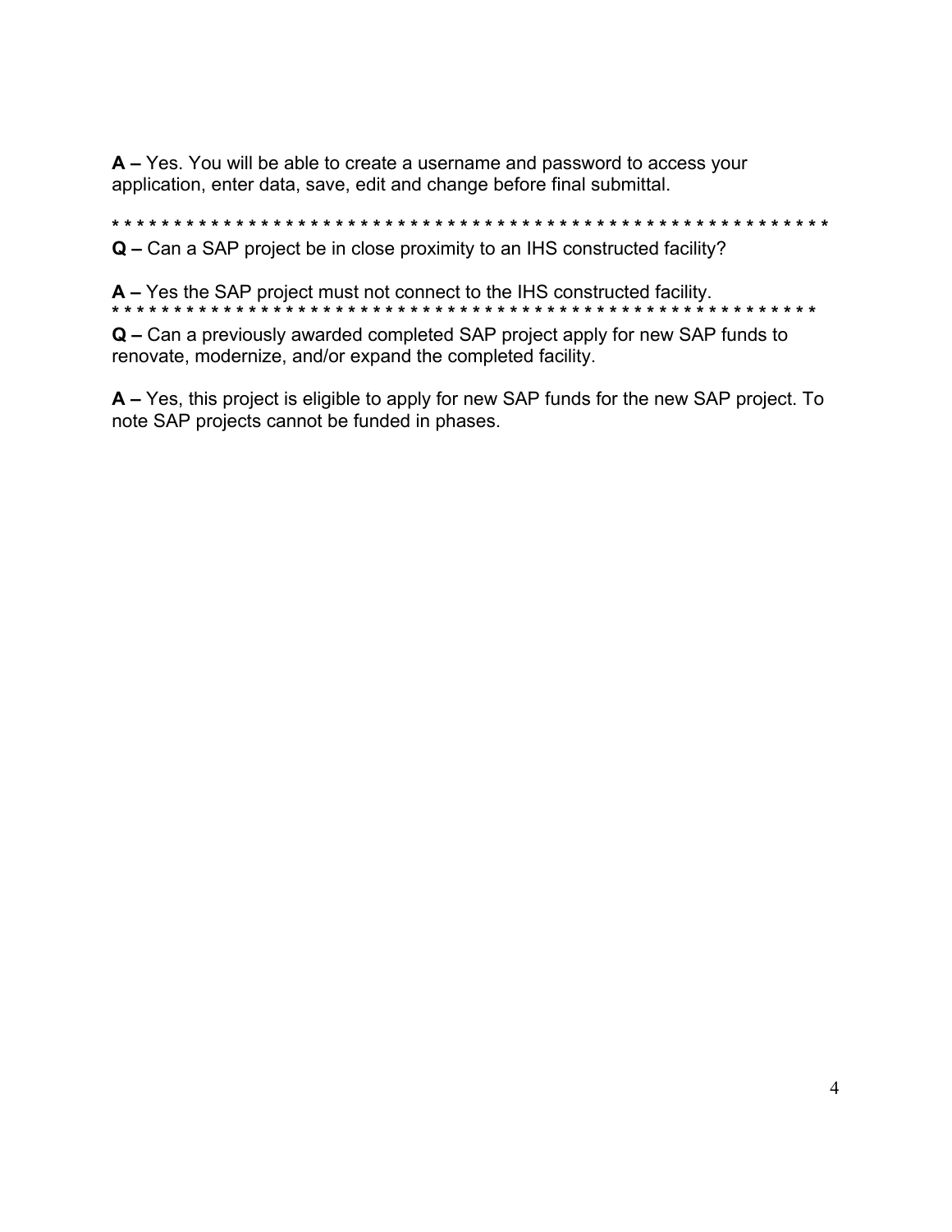**A –** Yes. You will be able to create a username and password to access your application, enter data, save, edit and change before final submittal.

\* \* \* \* \* \* \* \* \* \* \* \* \* \* \* \* \* \* \* \* \* \* \* \* \* \* \* \* \* \* \* \* \* \* \* \* \* \* \* \* \* \* \* \* \* \* \* \* \* \* \* \* \* \* \* \* \* \* \* \*

**Q –** Can a SAP project be in close proximity to an IHS constructed facility?

**A –** Yes the SAP project must not connect to the IHS constructed facility.

\* \* \* \* \* \* \* \* \* \* \* \* \* \* \* \* \* \* \* \* \* \* \* \* \* \* \* \* \* \* \* \* \* \* \* \* \* \* \* \* \* \* \* \* \* \* \* \* \* \* \* \* \* \* \* \* \* \* \*

**Q –** Can a previously awarded completed SAP project apply for new SAP funds to renovate, modernize, and/or expand the completed facility.

**A –** Yes, this project is eligible to apply for new SAP funds for the new SAP project. To note SAP projects cannot be funded in phases.